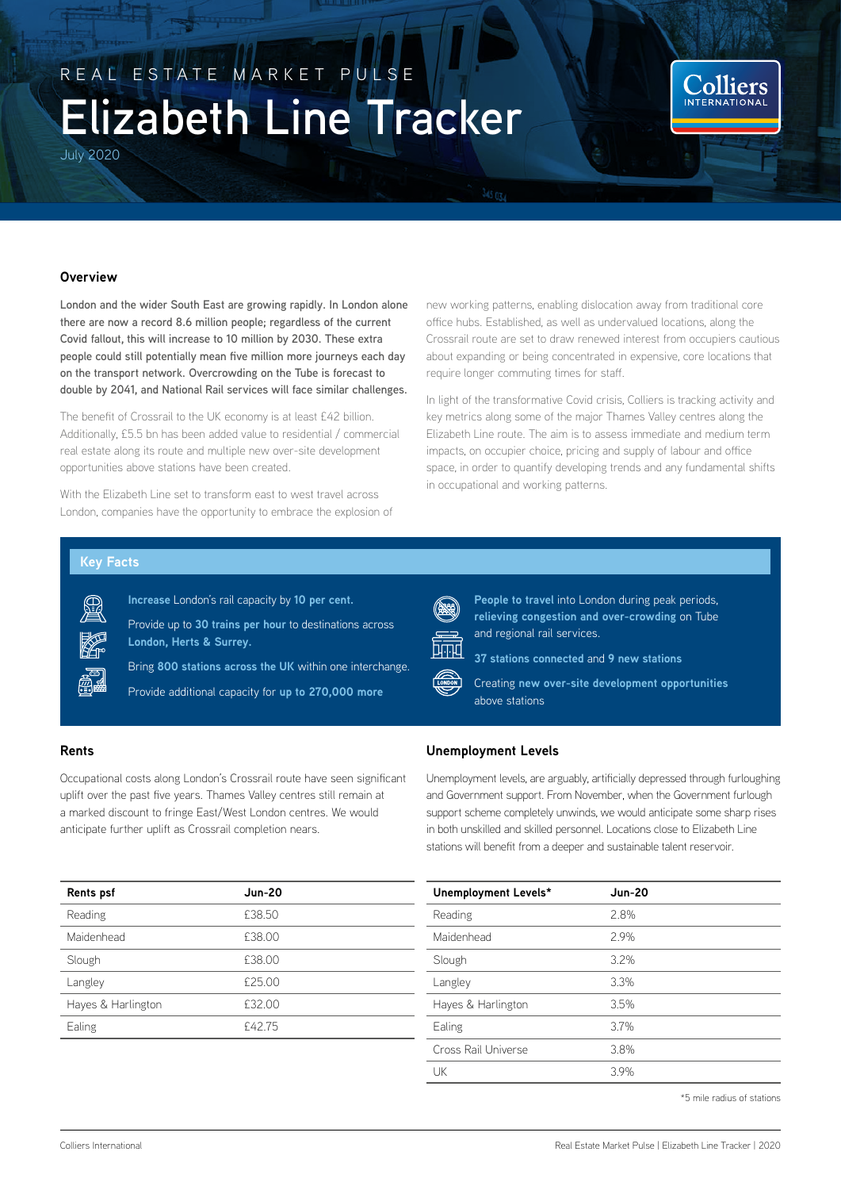REAL ESTATE MARKET PULSE

# Elizabeth Line Tracker

July 2020

## Overview

**London and the wider South East are growing rapidly. In London alone there are now a record 8.6 million people; regardless of the current Covid fallout, this will increase to 10 million by 2030. These extra people could still potentially mean five million more journeys each day on the transport network. Overcrowding on the Tube is forecast to double by 2041, and National Rail services will face similar challenges.**

The benefit of Crossrail to the UK economy is at least £42 billion. Additionally, £5.5 bn has been added value to residential / commercial real estate along its route and multiple new over-site development opportunities above stations have been created.

With the Elizabeth Line set to transform east to west travel across London, companies have the opportunity to embrace the explosion of new working patterns, enabling dislocation away from traditional core office hubs. Established, as well as undervalued locations, along the Crossrail route are set to draw renewed interest from occupiers cautious about expanding or being concentrated in expensive, core locations that require longer commuting times for staff.

In light of the transformative Covid crisis, Colliers is tracking activity and key metrics along some of the major Thames Valley centres along the Elizabeth Line route. The aim is to assess immediate and medium term impacts, on occupier choice, pricing and supply of labour and office space, in order to quantify developing trends and any fundamental shifts in occupational and working patterns.

## Key Facts

- **Increase** London's rail capacity by **10 per cent.**
- Provide up to **30 trains per hour** to destinations across **London, Herts & Surrey.**
- Bring **800 stations across the UK** within one interchange.
- Provide additional capacity for **up to 270,000 more**
- **People to travel** into London during peak periods, **relieving congestion and over-crowding** on Tube and regional rail services.
- **37 stations connected** and **9 new stations**
- Creating **new over-site development opportunities** above stations

## Rents

Occupational costs along London's Crossrail route have seen significant uplift over the past five years. Thames Valley centres still remain at a marked discount to fringe East/West London centres. We would anticipate further uplift as Crossrail completion nears.

| Rents psf | Jun-20 |
|---|---|
| Reading | £38.50 |
| Maidenhead | £38.00 |
| Slough | £38.00 |
| Langley | £25.00 |
| Hayes & Harlington | £32.00 |
| Ealing | £42.75 |

## Unemployment Levels

Unemployment levels, are arguably, artificially depressed through furloughing and Government support. From November, when the Government furlough support scheme completely unwinds, we would anticipate some sharp rises in both unskilled and skilled personnel. Locations close to Elizabeth Line stations will benefit from a deeper and sustainable talent reservoir.

| Unemployment Levels* | Jun-20 |
|---|---|
| Reading | 2.8% |
| Maidenhead | 2.9% |
| Slough | 3.2% |
| Langley | 3.3% |
| Hayes & Harlington | 3.5% |
| Ealing | 3.7% |
| Cross Rail Universe | 3.8% |
| UK | 3.9% |

*5 mile radius of stations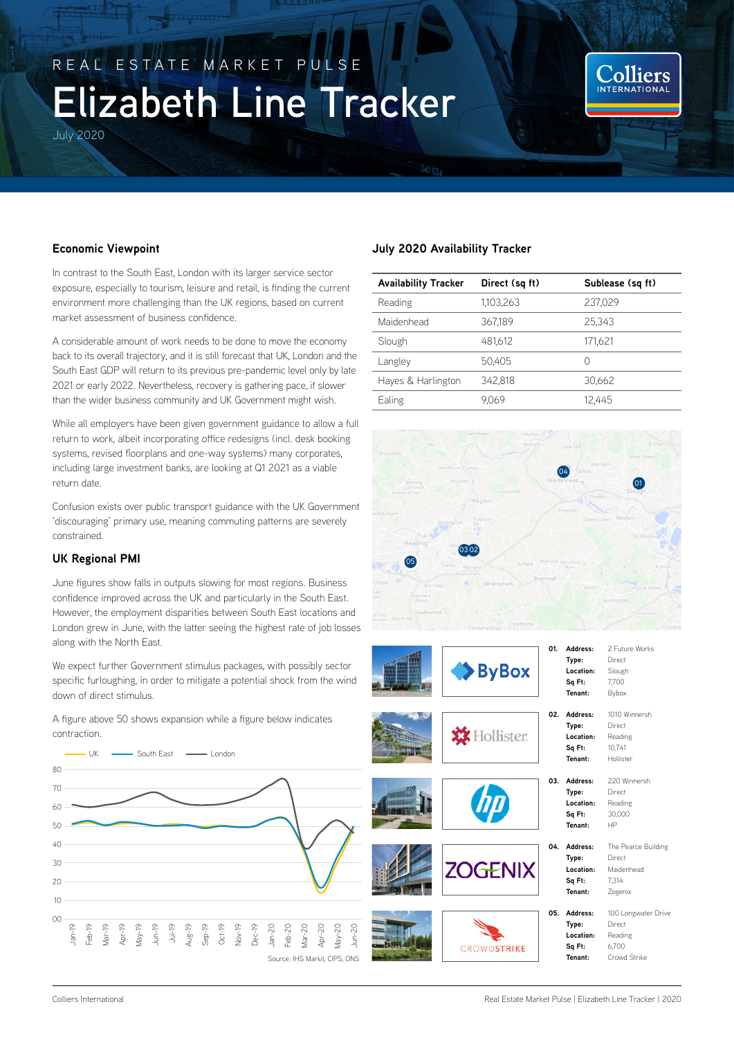REAL ESTATE MARKET PULSE

# Elizabeth Line Tracker

July 2020

## Economic Viewpoint

In contrast to the South East, London with its larger service sector exposure, especially to tourism, leisure and retail, is finding the current environment more challenging than the UK regions, based on current market assessment of business confidence.

A considerable amount of work needs to be done to move the economy back to its overall trajectory, and it is still forecast that UK, London and the South East GDP will return to its previous pre-pandemic level only by late 2021 or early 2022. Nevertheless, recovery is gathering pace, if slower than the wider business community and UK Government might wish.

While all employers have been given government guidance to allow a full return to work, albeit incorporating office redesigns (incl. desk booking systems, revised floorplans and one-way systems) many corporates, including large investment banks, are looking at Q1 2021 as a viable return date.

Confusion exists over public transport guidance with the UK Government 'discouraging' primary use, meaning commuting patterns are severely constrained.

## UK Regional PMI

June figures show falls in outputs slowing for most regions. Business confidence improved across the UK and particularly in the South East. However, the employment disparities between South East locations and London grew in June, with the latter seeing the highest rate of job losses along with the North East.

We expect further Government stimulus packages, with possibly sector specific furloughing, in order to mitigate a potential shock from the wind down of direct stimulus.

A figure above 50 shows expansion while a figure below indicates contraction.

Source: IHS Markit, CIPS, ONS

## July 2020 Availability Tracker

| Availability Tracker | Direct (sq ft) | Sublease (sq ft) |
| --- | --- | --- |
| Reading | 1,103,263 | 237,029 |
| Maidenhead | 367,189 | 25,343 |
| Slough | 481,612 | 171,621 |
| Langley | 50,405 | 0 |
| Hayes & Harlington | 342,818 | 30,662 |
| Ealing | 9,069 | 12,445 |

**01.** **Address:** 2 Future Works
**Type:** Direct
**Location:** Slough
**Sq Ft:** 7,700
**Tenant:** Bybox

**02.** **Address:** 1010 Winnersh
**Type:** Direct
**Location:** Reading
**Sq Ft:** 10,741
**Tenant:** Hollister

**03.** **Address:** 220 Winnersh
**Type:** Direct
**Location:** Reading
**Sq Ft:** 30,000
**Tenant:** HP

**04.** **Address:** The Pearce Building
**Type:** Direct
**Location:** Maidenhead
**Sq Ft:** 7,314
**Tenant:** Zogenix

**05.** **Address:** 100 Longwater Drive
**Type:** Direct
**Location:** Reading
**Sq Ft:** 6,700
**Tenant:** Crowd Strike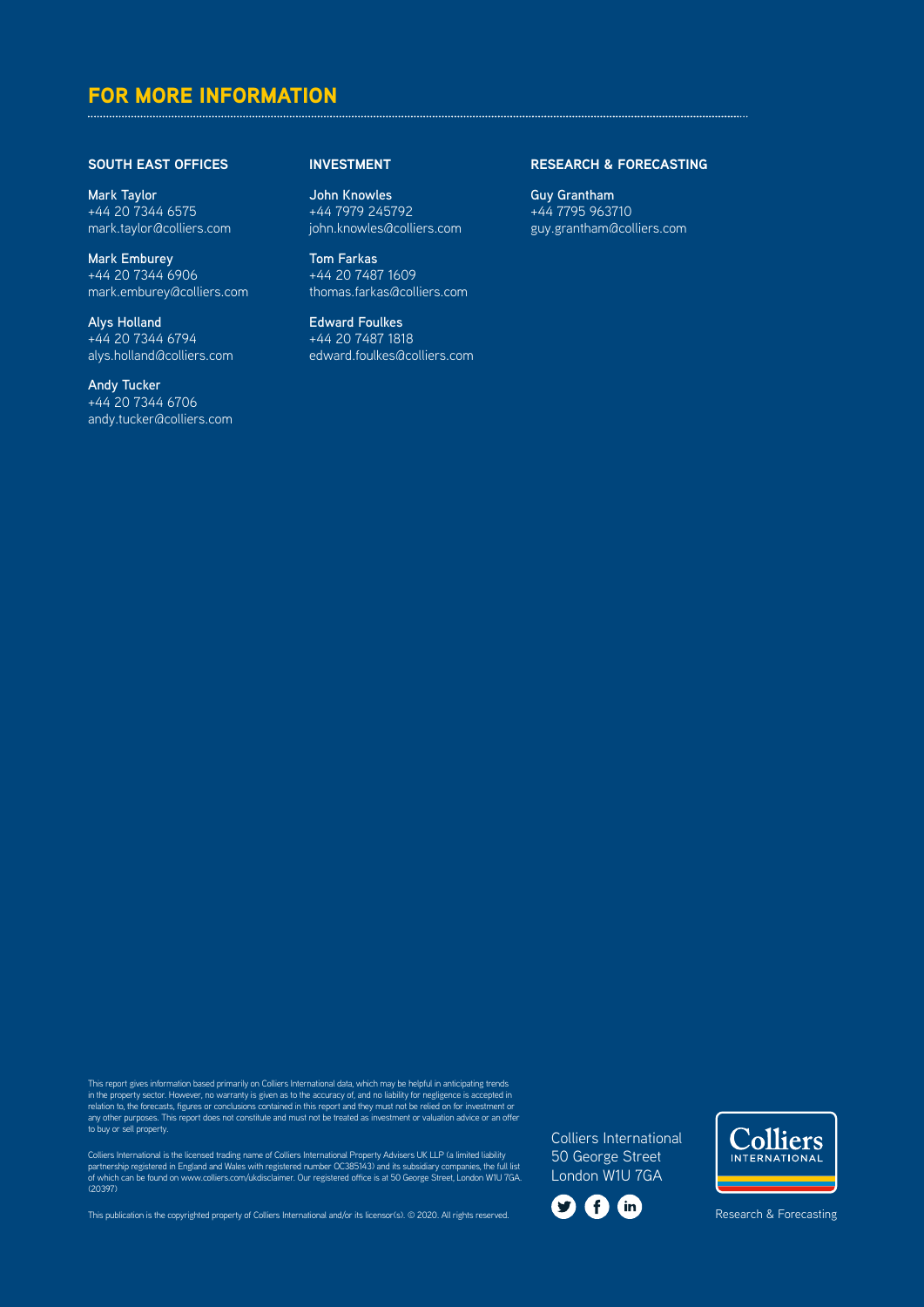## FOR MORE INFORMATION

### SOUTH EAST OFFICES

**Mark Taylor**
+44 20 7344 6575
mark.taylor@colliers.com

**Mark Embury**
+44 20 7344 6906
mark.embury@colliers.com

**Alys Holland**
+44 20 7344 6794
alys.holland@colliers.com

**Andy Tucker**
+44 20 7344 6706
andy.tucker@colliers.com

### INVESTMENT

**John Knowles**
+44 7979 245792
john.knowles@colliers.com

**Tom Farkas**
+44 20 7487 1609
thomas.farkas@colliers.com

**Edward Foulkes**
+44 20 7487 1818
edward.foulkes@colliers.com

### RESEARCH & FORECASTING

**Guy Grantham**
+44 7795 963710
guy.grantham@colliers.com

This report gives information based primarily on Colliers International data, which may be helpful in anticipating trends in the property sector. However, no warranty is given as to the accuracy of, and no liability for negligence is accepted in relation to, the forecasts, figures or conclusions contained in this report and they must not be relied on for investment or any other purposes. This report does not constitute and must not be treated as investment or valuation advice or an offer to buy or sell property.

Colliers International is the licensed trading name of Colliers International Property Advisers UK LLP (a limited liability partnership registered in England and Wales with registered number OC385143) and its subsidiary companies, the full list of which can be found on www.colliers.com/ukdisclaimer. Our registered office is at 50 George Street, London W1U 7GA. (20397)

This publication is the copyrighted property of Colliers International and/or its licensor(s). © 2020. All rights reserved.

Colliers International
50 George Street
London W1U 7GA

Colliers INTERNATIONAL

Research & Forecasting